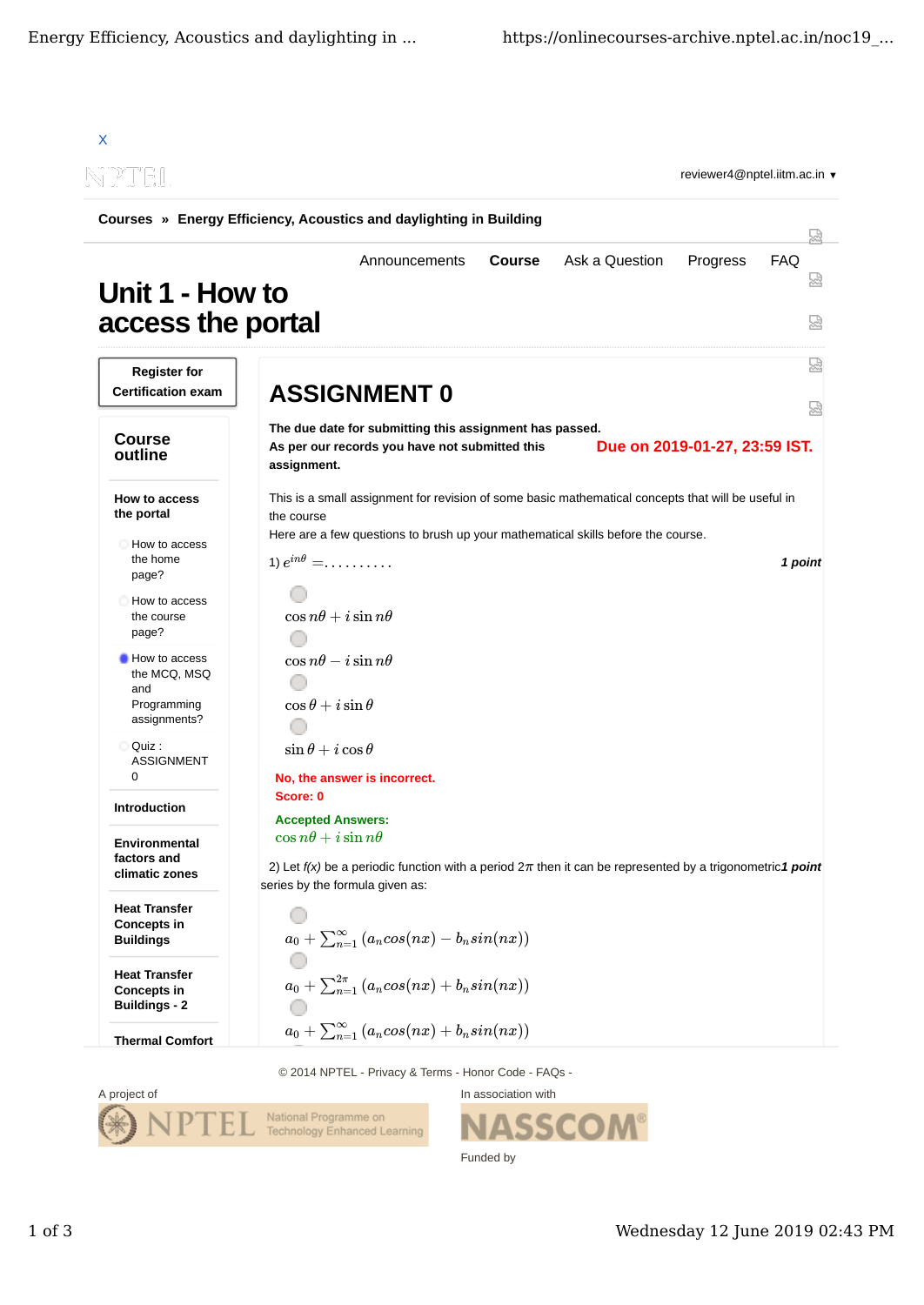X

NPTEL

reviewer4@nptel.iitm.ac.in ▾

**Courses » Energy Efficiency, Acoustics and daylighting in Building**

Announcements | **Course** | Ask a Question | Progress | FAQ

# Unit 1 - How to access the portal

**Register for Certification exam**

## Course outline

**How to access the portal**

- How to access the home page?
- How to access the course page?
- How to access the MCQ, MSQ and Programming assignments?
- Quiz : ASSIGNMENT 0

**Introduction**

**Environmental factors and climatic zones**

**Heat Transfer Concepts in Buildings**

**Heat Transfer Concepts in Buildings - 2**

**Thermal Comfort**

# ASSIGNMENT 0

**The due date for submitting this assignment has passed.**

**As per our records you have not submitted this assignment.**

**Due on 2019-01-27, 23:59 IST.**

This is a small assignment for revision of some basic mathematical concepts that will be useful in the course

Here are a few questions to brush up your mathematical skills before the course.

1) $e^{in\theta} = \ldots\ldots\ldots\ldots$ ***1 point***

- $\cos n\theta + i \sin n\theta$
- $\cos n\theta - i \sin n\theta$
- $\cos \theta + i \sin \theta$
- $\sin \theta + i \cos \theta$

**No, the answer is incorrect.**
**Score: 0**

**Accepted Answers:**
$\cos n\theta + i \sin n\theta$

2) Let *f(x)* be a periodic function with a period $2\pi$ then it can be represented by a trigonometric series by the formula given as: ***1 point***

- $a_0 + \sum_{n=1}^{\infty} (a_n cos(nx) - b_n sin(nx))$
- $a_0 + \sum_{n=1}^{2\pi} (a_n cos(nx) + b_n sin(nx))$
- $a_0 + \sum_{n=1}^{\infty} (a_n cos(nx) + b_n sin(nx))$

© 2014 NPTEL - Privacy & Terms - Honor Code - FAQs -

A project of NPTEL National Programme on Technology Enhanced Learning

In association with NASSCOM

Funded by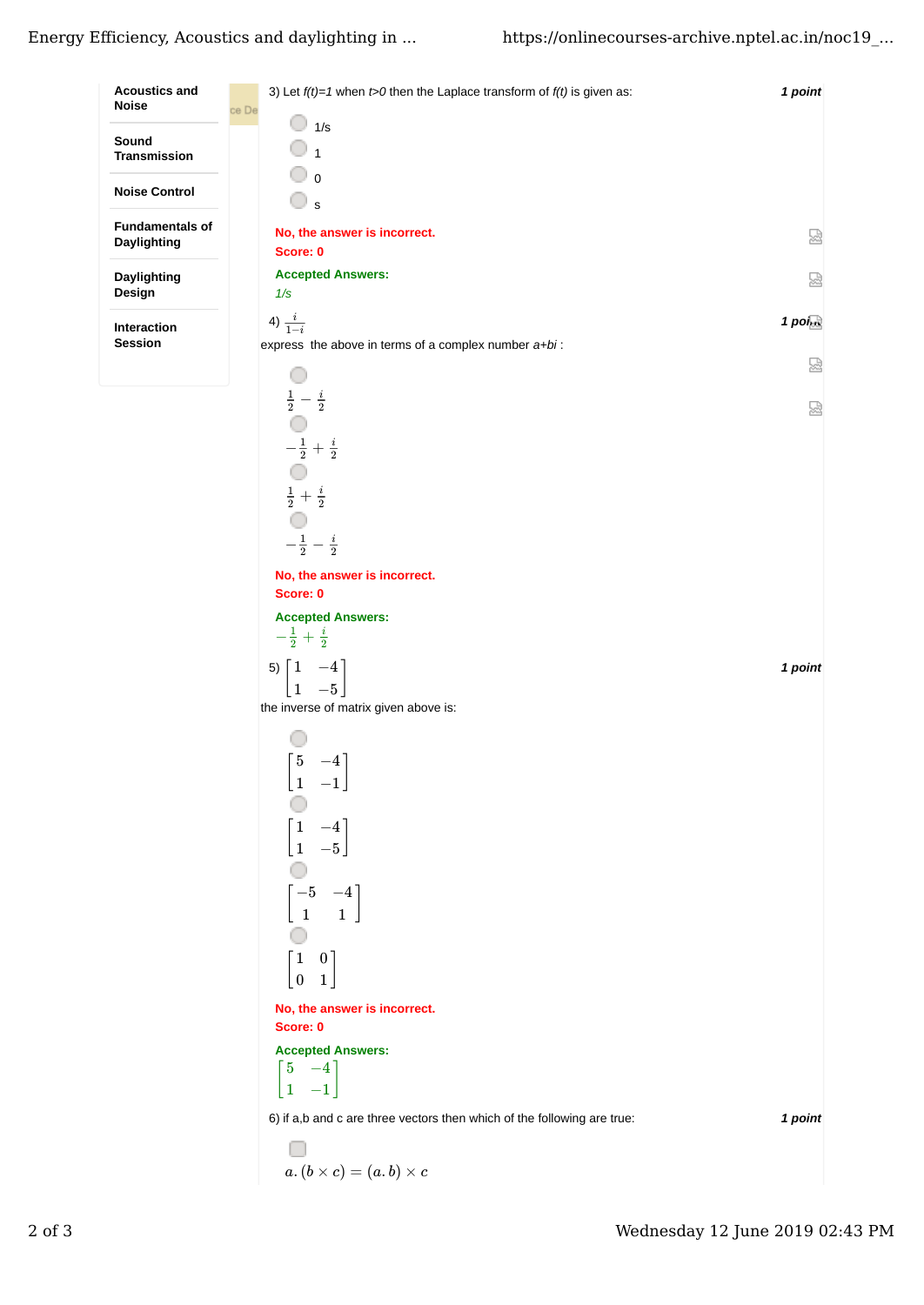- Acoustics and Noise
- Sound Transmission
- Noise Control
- Fundamentals of Daylighting
- Daylighting Design
- Interaction Session

3) Let *f(t)=1* when *t>0* then the Laplace transform of *f(t)* is given as: **1 point**

- 1/s
- 1
- 0
- s

**No, the answer is incorrect.**
**Score: 0**

**Accepted Answers:**
*1/s*

4) $\frac{i}{1-i}$ **1 point**

express the above in terms of a complex number *a+bi* :

- $\frac{1}{2} - \frac{i}{2}$
- $-\frac{1}{2} + \frac{i}{2}$
- $\frac{1}{2} + \frac{i}{2}$
- $-\frac{1}{2} - \frac{i}{2}$

**No, the answer is incorrect.**
**Score: 0**

**Accepted Answers:**
$-\frac{1}{2} + \frac{i}{2}$

5) $\begin{bmatrix} 1 & -4 \\ 1 & -5 \end{bmatrix}$ **1 point**

the inverse of matrix given above is:

- $\begin{bmatrix} 5 & -4 \\ 1 & -1 \end{bmatrix}$
- $\begin{bmatrix} 1 & -4 \\ 1 & -5 \end{bmatrix}$
- $\begin{bmatrix} -5 & -4 \\ 1 & 1 \end{bmatrix}$
- $\begin{bmatrix} 1 & 0 \\ 0 & 1 \end{bmatrix}$

**No, the answer is incorrect.**
**Score: 0**

**Accepted Answers:**
$\begin{bmatrix} 5 & -4 \\ 1 & -1 \end{bmatrix}$

6) if a,b and c are three vectors then which of the following are true: **1 point**

- $a.(b \times c) = (a.b) \times c$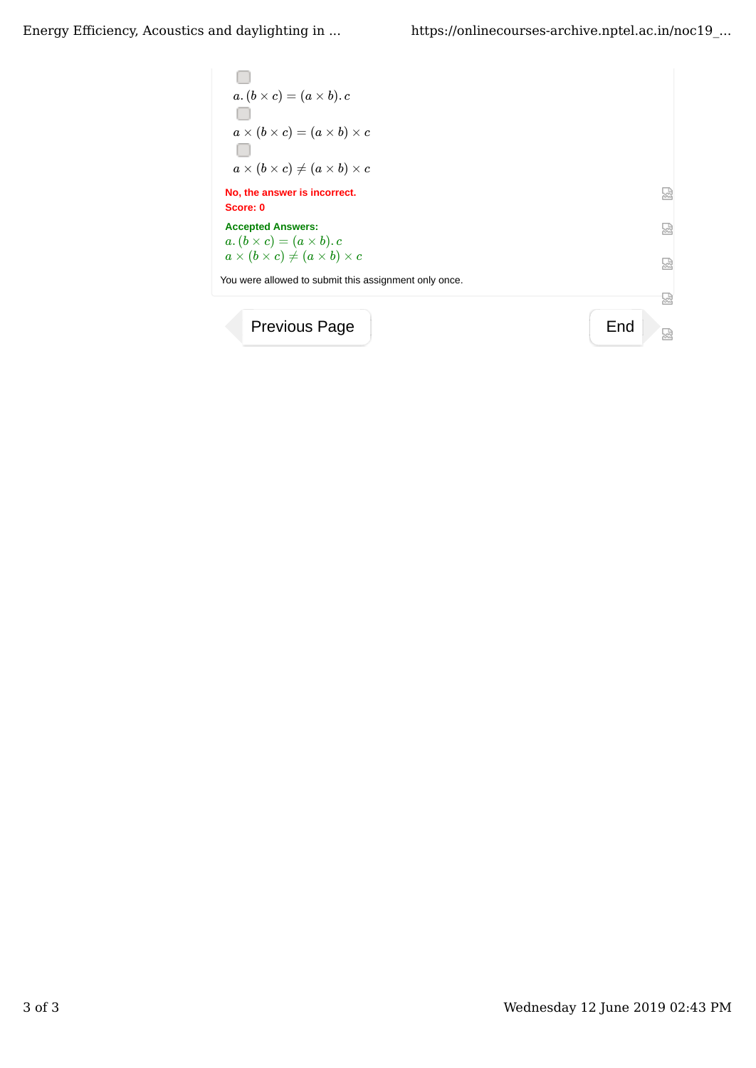- [ ] $a.(b \times c) = (a \times b).c$
- [ ] $a \times (b \times c) = (a \times b) \times c$
- [ ] $a \times (b \times c) \neq (a \times b) \times c$

**No, the answer is incorrect.**
**Score: 0**

**Accepted Answers:**
$a.(b \times c) = (a \times b).c$
$a \times (b \times c) \neq (a \times b) \times c$

You were allowed to submit this assignment only once.

Previous Page | End